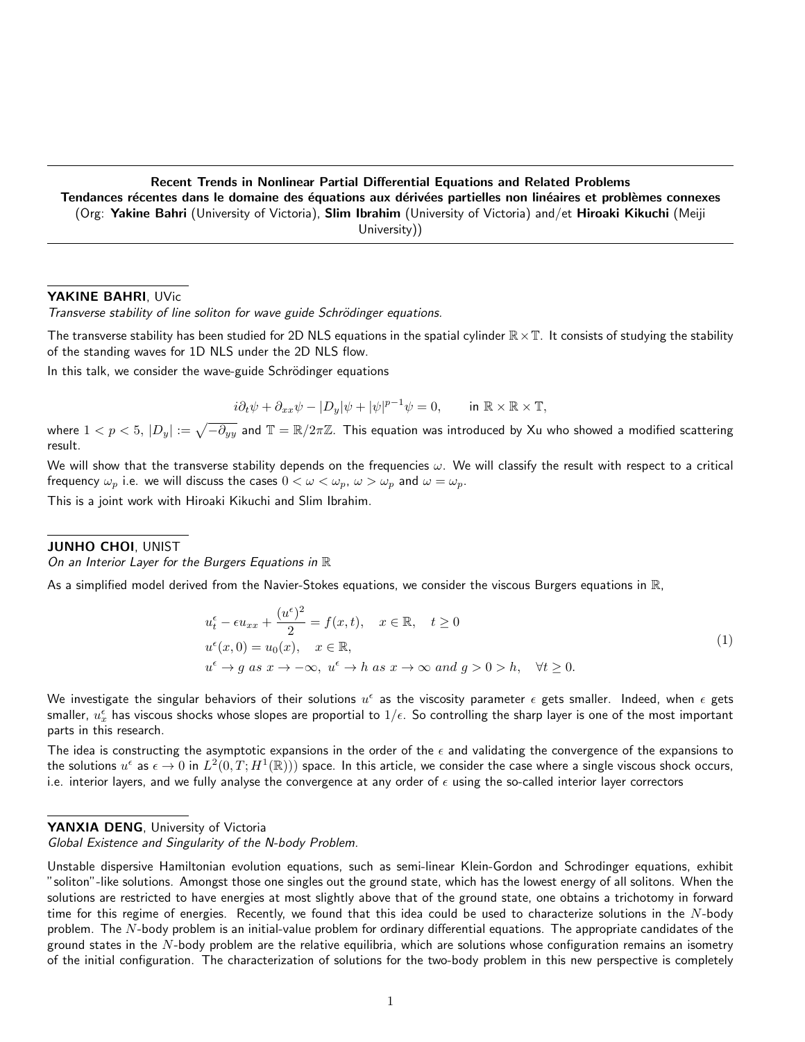**Recent Trends in Nonlinear Partial Differential Equations and Related Problems**
**Tendances récentes dans le domaine des équations aux dérivées partielles non linéaires et problèmes connexes**
(Org: **Yakine Bahri** (University of Victoria), **Slim Ibrahim** (University of Victoria) and/et **Hiroaki Kikuchi** (Meiji University))

---

**YAKINE BAHRI**, UVic
*Transverse stability of line soliton for wave guide Schrödinger equations.*

The transverse stability has been studied for 2D NLS equations in the spatial cylinder $\mathbb{R} \times \mathbb{T}$. It consists of studying the stability of the standing waves for 1D NLS under the 2D NLS flow.

In this talk, we consider the wave-guide Schrödinger equations

$$i\partial_t \psi + \partial_{xx}\psi - |D_y|\psi + |\psi|^{p-1}\psi = 0, \qquad \text{in } \mathbb{R} \times \mathbb{R} \times \mathbb{T},$$

where $1 < p < 5$, $|D_y| := \sqrt{-\partial_{yy}}$ and $\mathbb{T} = \mathbb{R}/2\pi\mathbb{Z}$. This equation was introduced by Xu who showed a modified scattering result.

We will show that the transverse stability depends on the frequencies $\omega$. We will classify the result with respect to a critical frequency $\omega_p$ i.e. we will discuss the cases $0 < \omega < \omega_p$, $\omega > \omega_p$ and $\omega = \omega_p$.

This is a joint work with Hiroaki Kikuchi and Slim Ibrahim.

---

**JUNHO CHOI**, UNIST
*On an Interior Layer for the Burgers Equations in $\mathbb{R}$*

As a simplified model derived from the Navier-Stokes equations, we consider the viscous Burgers equations in $\mathbb{R}$,

$$\begin{aligned}
&u_t^\epsilon - \epsilon u_{xx} + \frac{(u^\epsilon)^2}{2} = f(x,t), \quad x \in \mathbb{R}, \quad t \geq 0 \\
&u^\epsilon(x,0) = u_0(x), \quad x \in \mathbb{R}, \\
&u^\epsilon \to g \text{ as } x \to -\infty, \ u^\epsilon \to h \text{ as } x \to \infty \text{ and } g > 0 > h, \quad \forall t \geq 0.
\end{aligned} \tag{1}$$

We investigate the singular behaviors of their solutions $u^\epsilon$ as the viscosity parameter $\epsilon$ gets smaller. Indeed, when $\epsilon$ gets smaller, $u_x^\epsilon$ has viscous shocks whose slopes are proportial to $1/\epsilon$. So controlling the sharp layer is one of the most important parts in this research.

The idea is constructing the asymptotic expansions in the order of the $\epsilon$ and validating the convergence of the expansions to the solutions $u^\epsilon$ as $\epsilon \to 0$ in $L^2(0,T;H^1(\mathbb{R}))$ space. In this article, we consider the case where a single viscous shock occurs, i.e. interior layers, and we fully analyse the convergence at any order of $\epsilon$ using the so-called interior layer correctors

---

**YANXIA DENG**, University of Victoria
*Global Existence and Singularity of the N-body Problem.*

Unstable dispersive Hamiltonian evolution equations, such as semi-linear Klein-Gordon and Schrodinger equations, exhibit "soliton"-like solutions. Amongst those one singles out the ground state, which has the lowest energy of all solitons. When the solutions are restricted to have energies at most slightly above that of the ground state, one obtains a trichotomy in forward time for this regime of energies. Recently, we found that this idea could be used to characterize solutions in the $N$-body problem. The $N$-body problem is an initial-value problem for ordinary differential equations. The appropriate candidates of the ground states in the $N$-body problem are the relative equilibria, which are solutions whose configuration remains an isometry of the initial configuration. The characterization of solutions for the two-body problem in this new perspective is completely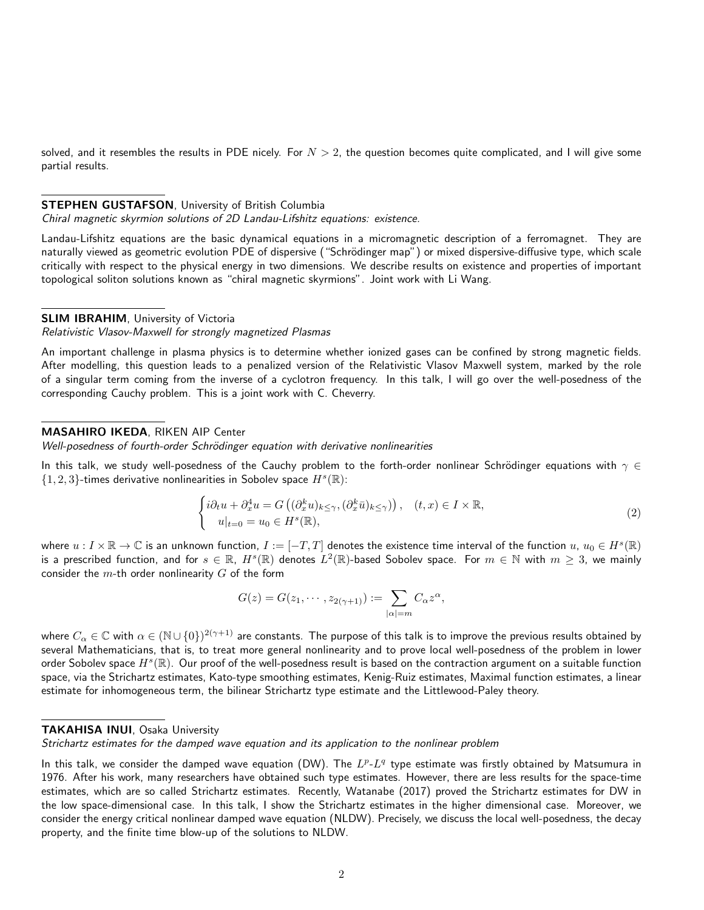solved, and it resembles the results in PDE nicely. For $N > 2$, the question becomes quite complicated, and I will give some partial results.

**STEPHEN GUSTAFSON**, University of British Columbia
*Chiral magnetic skyrmion solutions of 2D Landau-Lifshitz equations: existence.*

Landau-Lifshitz equations are the basic dynamical equations in a micromagnetic description of a ferromagnet. They are naturally viewed as geometric evolution PDE of dispersive ("Schrödinger map") or mixed dispersive-diffusive type, which scale critically with respect to the physical energy in two dimensions. We describe results on existence and properties of important topological soliton solutions known as "chiral magnetic skyrmions". Joint work with Li Wang.

**SLIM IBRAHIM**, University of Victoria
*Relativistic Vlasov-Maxwell for strongly magnetized Plasmas*

An important challenge in plasma physics is to determine whether ionized gases can be confined by strong magnetic fields. After modelling, this question leads to a penalized version of the Relativistic Vlasov Maxwell system, marked by the role of a singular term coming from the inverse of a cyclotron frequency. In this talk, I will go over the well-posedness of the corresponding Cauchy problem. This is a joint work with C. Cheverry.

**MASAHIRO IKEDA**, RIKEN AIP Center
*Well-posedness of fourth-order Schrödinger equation with derivative nonlinearities*

In this talk, we study well-posedness of the Cauchy problem to the forth-order nonlinear Schrödinger equations with $\gamma \in \{1, 2, 3\}$-times derivative nonlinearities in Sobolev space $H^s(\mathbb{R})$:

$$\begin{cases} i\partial_t u + \partial_x^4 u = G\left((\partial_x^k u)_{k\leq\gamma}, (\partial_x^k \bar{u})_{k\leq\gamma}\right), \quad (t,x) \in I \times \mathbb{R}, \\ \quad u|_{t=0} = u_0 \in H^s(\mathbb{R}), \end{cases} \tag{2}$$

where $u : I \times \mathbb{R} \to \mathbb{C}$ is an unknown function, $I := [-T, T]$ denotes the existence time interval of the function $u$, $u_0 \in H^s(\mathbb{R})$ is a prescribed function, and for $s \in \mathbb{R}$, $H^s(\mathbb{R})$ denotes $L^2(\mathbb{R})$-based Sobolev space. For $m \in \mathbb{N}$ with $m \geq 3$, we mainly consider the $m$-th order nonlinearity $G$ of the form

$$G(z) = G(z_1, \cdots, z_{2(\gamma+1)}) := \sum_{|\alpha|=m} C_\alpha z^\alpha,$$

where $C_\alpha \in \mathbb{C}$ with $\alpha \in (\mathbb{N} \cup \{0\})^{2(\gamma+1)}$ are constants. The purpose of this talk is to improve the previous results obtained by several Mathematicians, that is, to treat more general nonlinearity and to prove local well-posedness of the problem in lower order Sobolev space $H^s(\mathbb{R})$. Our proof of the well-posedness result is based on the contraction argument on a suitable function space, via the Strichartz estimates, Kato-type smoothing estimates, Kenig-Ruiz estimates, Maximal function estimates, a linear estimate for inhomogeneous term, the bilinear Strichartz type estimate and the Littlewood-Paley theory.

**TAKAHISA INUI**, Osaka University
*Strichartz estimates for the damped wave equation and its application to the nonlinear problem*

In this talk, we consider the damped wave equation (DW). The $L^p$-$L^q$ type estimate was firstly obtained by Matsumura in 1976. After his work, many researchers have obtained such type estimates. However, there are less results for the space-time estimates, which are so called Strichartz estimates. Recently, Watanabe (2017) proved the Strichartz estimates for DW in the low space-dimensional case. In this talk, I show the Strichartz estimates in the higher dimensional case. Moreover, we consider the energy critical nonlinear damped wave equation (NLDW). Precisely, we discuss the local well-posedness, the decay property, and the finite time blow-up of the solutions to NLDW.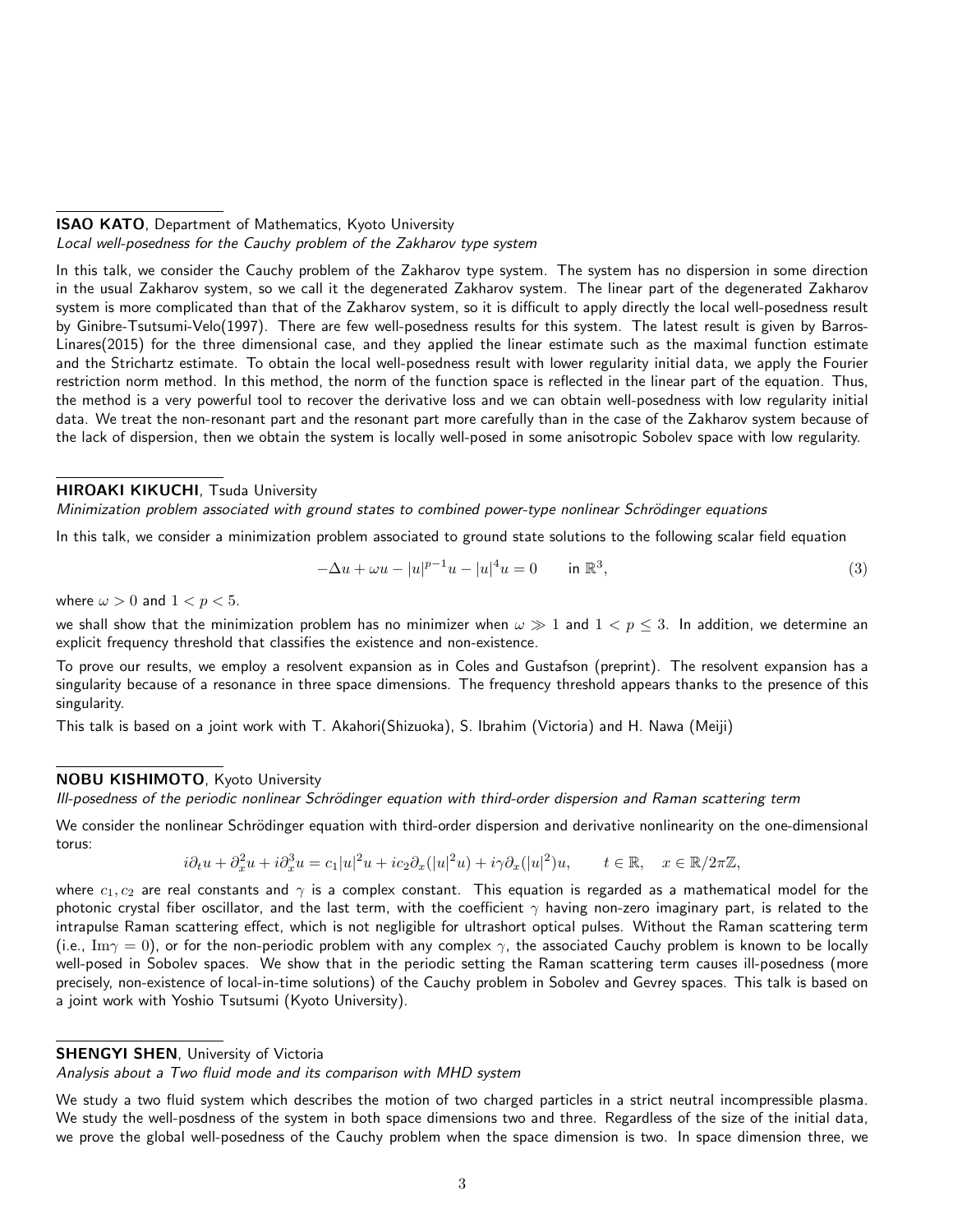**ISAO KATO**, Department of Mathematics, Kyoto University
*Local well-posedness for the Cauchy problem of the Zakharov type system*

In this talk, we consider the Cauchy problem of the Zakharov type system. The system has no dispersion in some direction in the usual Zakharov system, so we call it the degenerated Zakharov system. The linear part of the degenerated Zakharov system is more complicated than that of the Zakharov system, so it is difficult to apply directly the local well-posedness result by Ginibre-Tsutsumi-Velo(1997). There are few well-posedness results for this system. The latest result is given by Barros-Linares(2015) for the three dimensional case, and they applied the linear estimate such as the maximal function estimate and the Strichartz estimate. To obtain the local well-posedness result with lower regularity initial data, we apply the Fourier restriction norm method. In this method, the norm of the function space is reflected in the linear part of the equation. Thus, the method is a very powerful tool to recover the derivative loss and we can obtain well-posedness with low regularity initial data. We treat the non-resonant part and the resonant part more carefully than in the case of the Zakharov system because of the lack of dispersion, then we obtain the system is locally well-posed in some anisotropic Sobolev space with low regularity.

**HIROAKI KIKUCHI**, Tsuda University
*Minimization problem associated with ground states to combined power-type nonlinear Schrödinger equations*

In this talk, we consider a minimization problem associated to ground state solutions to the following scalar field equation

$$-\Delta u + \omega u - |u|^{p-1}u - |u|^4 u = 0 \qquad \text{in } \mathbb{R}^3, \tag{3}$$

where $\omega > 0$ and $1 < p < 5$.

we shall show that the minimization problem has no minimizer when $\omega \gg 1$ and $1 < p \leq 3$. In addition, we determine an explicit frequency threshold that classifies the existence and non-existence.

To prove our results, we employ a resolvent expansion as in Coles and Gustafson (preprint). The resolvent expansion has a singularity because of a resonance in three space dimensions. The frequency threshold appears thanks to the presence of this singularity.

This talk is based on a joint work with T. Akahori(Shizuoka), S. Ibrahim (Victoria) and H. Nawa (Meiji)

**NOBU KISHIMOTO**, Kyoto University
*Ill-posedness of the periodic nonlinear Schrödinger equation with third-order dispersion and Raman scattering term*

We consider the nonlinear Schrödinger equation with third-order dispersion and derivative nonlinearity on the one-dimensional torus:

$$i\partial_t u + \partial_x^2 u + i\partial_x^3 u = c_1|u|^2 u + ic_2\partial_x(|u|^2 u) + i\gamma\partial_x(|u|^2)u, \qquad t \in \mathbb{R}, \quad x \in \mathbb{R}/2\pi\mathbb{Z},$$

where $c_1, c_2$ are real constants and $\gamma$ is a complex constant. This equation is regarded as a mathematical model for the photonic crystal fiber oscillator, and the last term, with the coefficient $\gamma$ having non-zero imaginary part, is related to the intrapulse Raman scattering effect, which is not negligible for ultrashort optical pulses. Without the Raman scattering term (i.e., $\mathrm{Im}\gamma = 0$), or for the non-periodic problem with any complex $\gamma$, the associated Cauchy problem is known to be locally well-posed in Sobolev spaces. We show that in the periodic setting the Raman scattering term causes ill-posedness (more precisely, non-existence of local-in-time solutions) of the Cauchy problem in Sobolev and Gevrey spaces. This talk is based on a joint work with Yoshio Tsutsumi (Kyoto University).

**SHENGYI SHEN**, University of Victoria
*Analysis about a Two fluid mode and its comparison with MHD system*

We study a two fluid system which describes the motion of two charged particles in a strict neutral incompressible plasma. We study the well-posdness of the system in both space dimensions two and three. Regardless of the size of the initial data, we prove the global well-posedness of the Cauchy problem when the space dimension is two. In space dimension three, we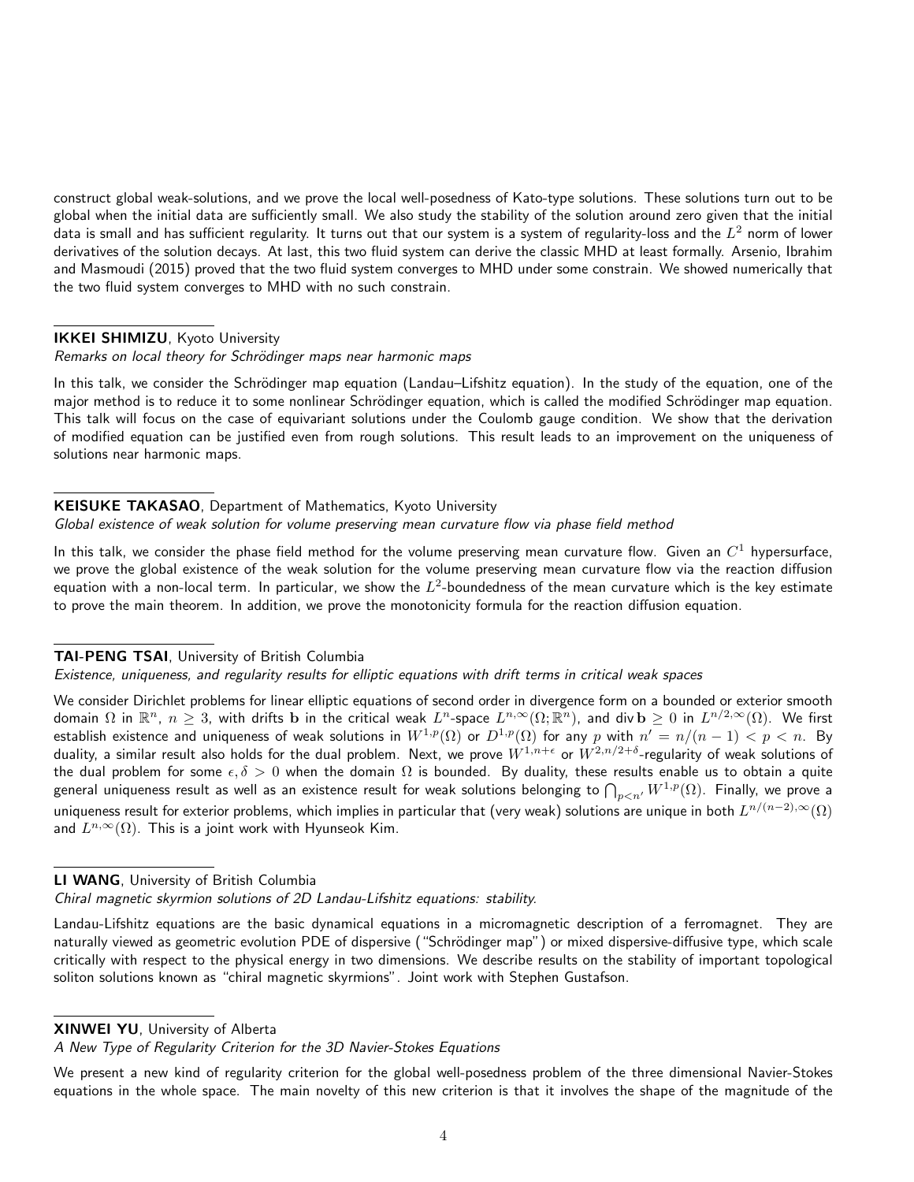construct global weak-solutions, and we prove the local well-posedness of Kato-type solutions. These solutions turn out to be global when the initial data are sufficiently small. We also study the stability of the solution around zero given that the initial data is small and has sufficient regularity. It turns out that our system is a system of regularity-loss and the $L^2$ norm of lower derivatives of the solution decays. At last, this two fluid system can derive the classic MHD at least formally. Arsenio, Ibrahim and Masmoudi (2015) proved that the two fluid system converges to MHD under some constrain. We showed numerically that the two fluid system converges to MHD with no such constrain.

**IKKEI SHIMIZU**, Kyoto University
*Remarks on local theory for Schrödinger maps near harmonic maps*

In this talk, we consider the Schrödinger map equation (Landau–Lifshitz equation). In the study of the equation, one of the major method is to reduce it to some nonlinear Schrödinger equation, which is called the modified Schrödinger map equation. This talk will focus on the case of equivariant solutions under the Coulomb gauge condition. We show that the derivation of modified equation can be justified even from rough solutions. This result leads to an improvement on the uniqueness of solutions near harmonic maps.

**KEISUKE TAKASAO**, Department of Mathematics, Kyoto University
*Global existence of weak solution for volume preserving mean curvature flow via phase field method*

In this talk, we consider the phase field method for the volume preserving mean curvature flow. Given an $C^1$ hypersurface, we prove the global existence of the weak solution for the volume preserving mean curvature flow via the reaction diffusion equation with a non-local term. In particular, we show the $L^2$-boundedness of the mean curvature which is the key estimate to prove the main theorem. In addition, we prove the monotonicity formula for the reaction diffusion equation.

**TAI-PENG TSAI**, University of British Columbia
*Existence, uniqueness, and regularity results for elliptic equations with drift terms in critical weak spaces*

We consider Dirichlet problems for linear elliptic equations of second order in divergence form on a bounded or exterior smooth domain $\Omega$ in $\mathbb{R}^n$, $n \geq 3$, with drifts $\mathbf{b}$ in the critical weak $L^n$-space $L^{n,\infty}(\Omega;\mathbb{R}^n)$, and $\operatorname{div}\mathbf{b} \geq 0$ in $L^{n/2,\infty}(\Omega)$. We first establish existence and uniqueness of weak solutions in $W^{1,p}(\Omega)$ or $D^{1,p}(\Omega)$ for any $p$ with $n' = n/(n-1) < p < n$. By duality, a similar result also holds for the dual problem. Next, we prove $W^{1,n+\epsilon}$ or $W^{2,n/2+\delta}$-regularity of weak solutions of the dual problem for some $\epsilon, \delta > 0$ when the domain $\Omega$ is bounded. By duality, these results enable us to obtain a quite general uniqueness result as well as an existence result for weak solutions belonging to $\bigcap_{p<n'} W^{1,p}(\Omega)$. Finally, we prove a uniqueness result for exterior problems, which implies in particular that (very weak) solutions are unique in both $L^{n/(n-2),\infty}(\Omega)$ and $L^{n,\infty}(\Omega)$. This is a joint work with Hyunseok Kim.

**LI WANG**, University of British Columbia
*Chiral magnetic skyrmion solutions of 2D Landau-Lifshitz equations: stability.*

Landau-Lifshitz equations are the basic dynamical equations in a micromagnetic description of a ferromagnet. They are naturally viewed as geometric evolution PDE of dispersive ("Schrödinger map") or mixed dispersive-diffusive type, which scale critically with respect to the physical energy in two dimensions. We describe results on the stability of important topological soliton solutions known as "chiral magnetic skyrmions". Joint work with Stephen Gustafson.

**XINWEI YU**, University of Alberta
*A New Type of Regularity Criterion for the 3D Navier-Stokes Equations*

We present a new kind of regularity criterion for the global well-posedness problem of the three dimensional Navier-Stokes equations in the whole space. The main novelty of this new criterion is that it involves the shape of the magnitude of the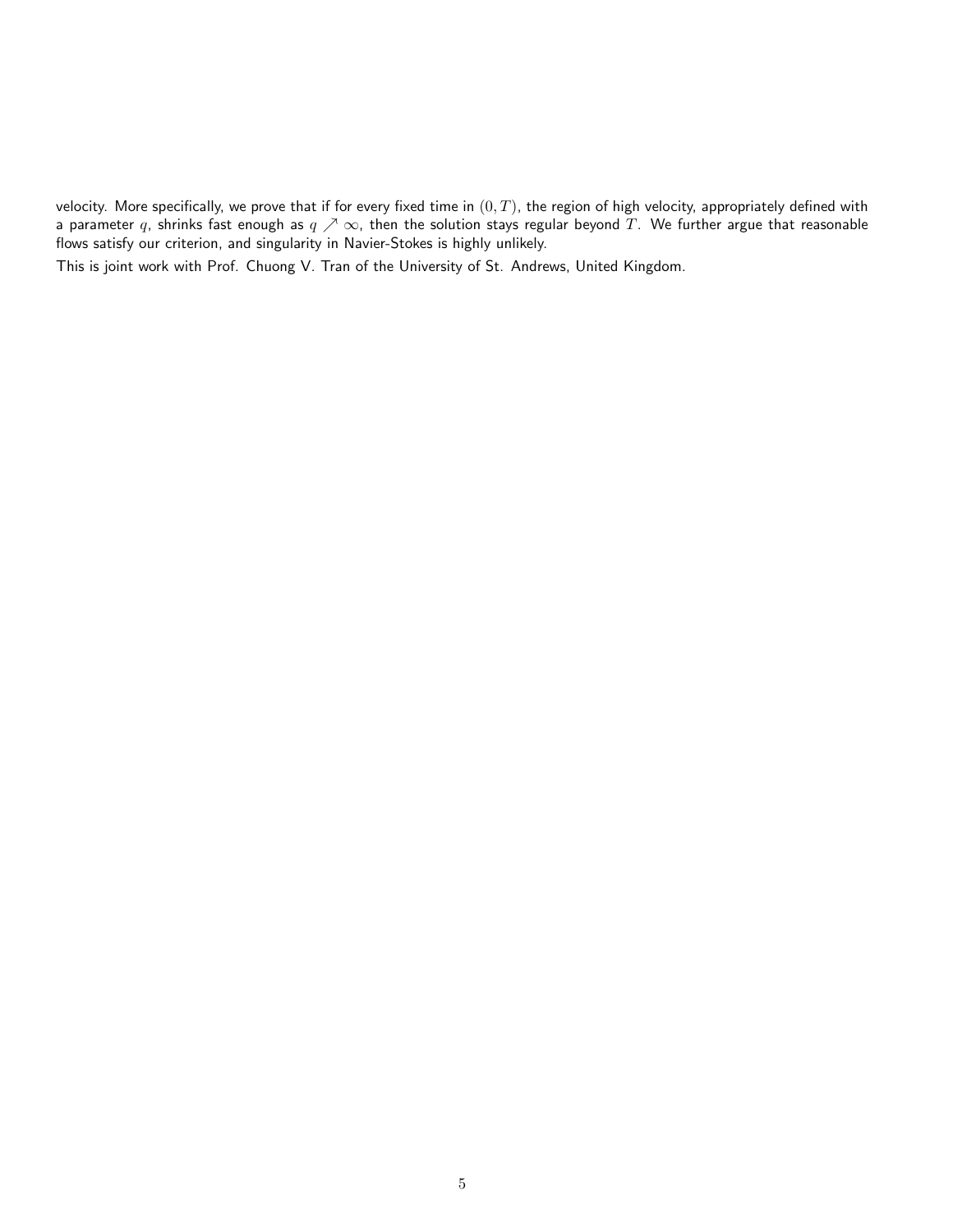velocity. More specifically, we prove that if for every fixed time in $(0, T)$, the region of high velocity, appropriately defined with a parameter $q$, shrinks fast enough as $q \nearrow \infty$, then the solution stays regular beyond $T$. We further argue that reasonable flows satisfy our criterion, and singularity in Navier-Stokes is highly unlikely.

This is joint work with Prof. Chuong V. Tran of the University of St. Andrews, United Kingdom.